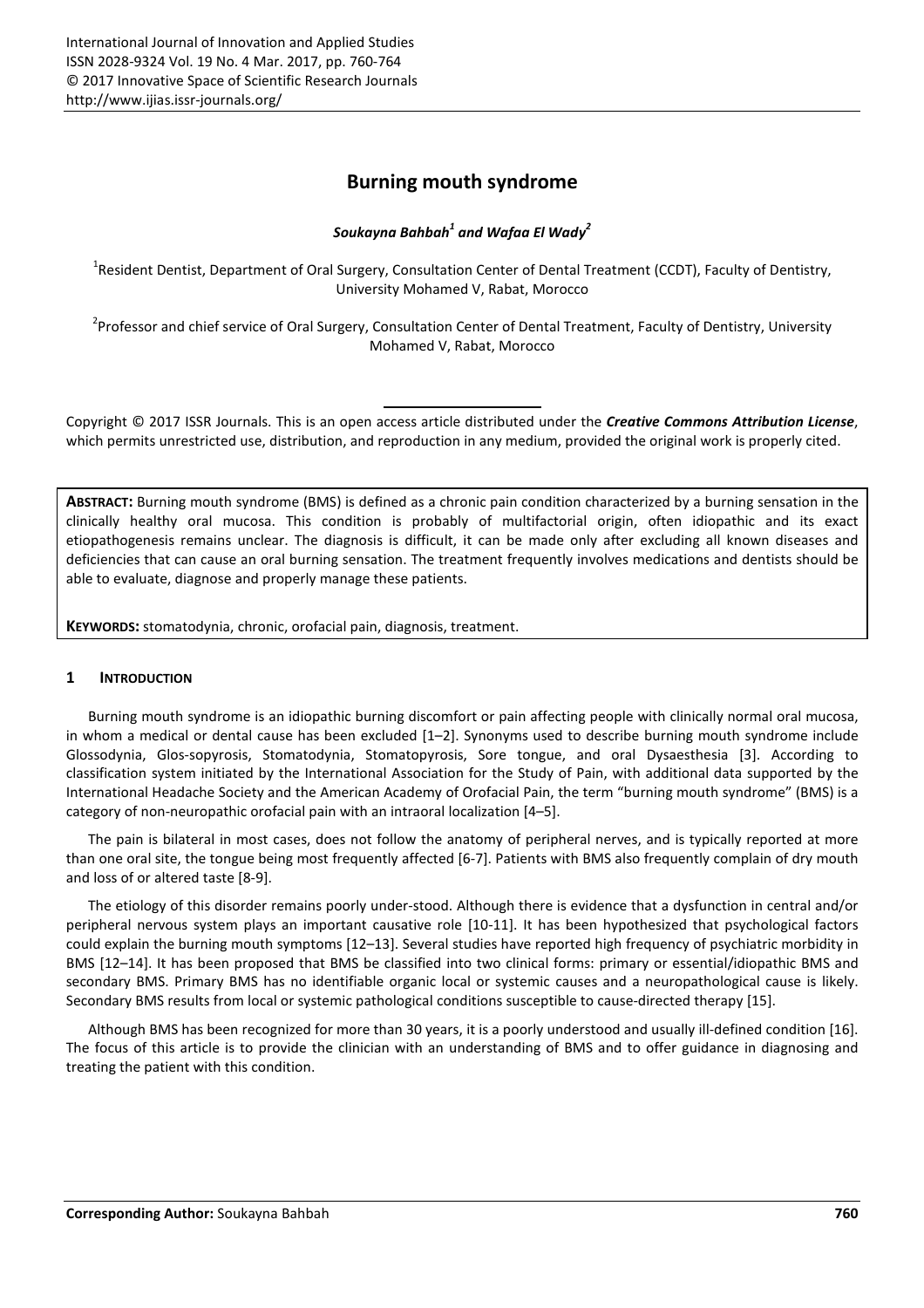# Burning mouth syndrome

***Soukayna Bahbah*[1] *and Wafaa El Wady*[2]**

[1]Resident Dentist, Department of Oral Surgery, Consultation Center of Dental Treatment (CCDT), Faculty of Dentistry, University Mohamed V, Rabat, Morocco

[2]Professor and chief service of Oral Surgery, Consultation Center of Dental Treatment, Faculty of Dentistry, University Mohamed V, Rabat, Morocco

Copyright © 2017 ISSR Journals. This is an open access article distributed under the ***Creative Commons Attribution License***, which permits unrestricted use, distribution, and reproduction in any medium, provided the original work is properly cited.

**ABSTRACT:** Burning mouth syndrome (BMS) is defined as a chronic pain condition characterized by a burning sensation in the clinically healthy oral mucosa. This condition is probably of multifactorial origin, often idiopathic and its exact etiopathogenesis remains unclear. The diagnosis is difficult, it can be made only after excluding all known diseases and deficiencies that can cause an oral burning sensation. The treatment frequently involves medications and dentists should be able to evaluate, diagnose and properly manage these patients.

**KEYWORDS:** stomatodynia, chronic, orofacial pain, diagnosis, treatment.

## 1 INTRODUCTION

Burning mouth syndrome is an idiopathic burning discomfort or pain affecting people with clinically normal oral mucosa, in whom a medical or dental cause has been excluded [1–2]. Synonyms used to describe burning mouth syndrome include Glossodynia, Glos-sopyrosis, Stomatodynia, Stomatopyrosis, Sore tongue, and oral Dysaesthesia [3]. According to classification system initiated by the International Association for the Study of Pain, with additional data supported by the International Headache Society and the American Academy of Orofacial Pain, the term "burning mouth syndrome" (BMS) is a category of non-neuropathic orofacial pain with an intraoral localization [4–5].

The pain is bilateral in most cases, does not follow the anatomy of peripheral nerves, and is typically reported at more than one oral site, the tongue being most frequently affected [6-7]. Patients with BMS also frequently complain of dry mouth and loss of or altered taste [8-9].

The etiology of this disorder remains poorly under-stood. Although there is evidence that a dysfunction in central and/or peripheral nervous system plays an important causative role [10-11]. It has been hypothesized that psychological factors could explain the burning mouth symptoms [12–13]. Several studies have reported high frequency of psychiatric morbidity in BMS [12–14]. It has been proposed that BMS be classified into two clinical forms: primary or essential/idiopathic BMS and secondary BMS. Primary BMS has no identifiable organic local or systemic causes and a neuropathological cause is likely. Secondary BMS results from local or systemic pathological conditions susceptible to cause-directed therapy [15].

Although BMS has been recognized for more than 30 years, it is a poorly understood and usually ill-defined condition [16]. The focus of this article is to provide the clinician with an understanding of BMS and to offer guidance in diagnosing and treating the patient with this condition.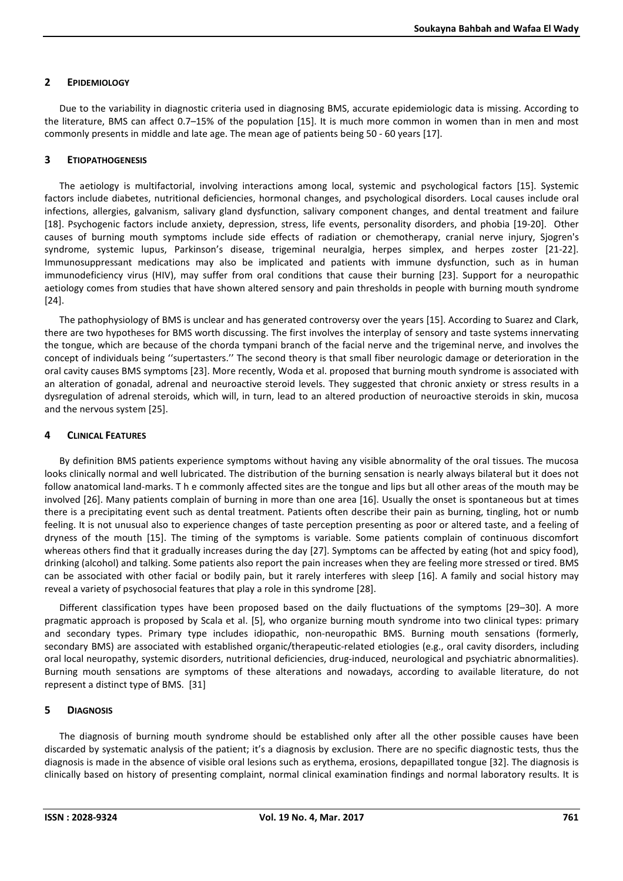## 2 EPIDEMIOLOGY

Due to the variability in diagnostic criteria used in diagnosing BMS, accurate epidemiologic data is missing. According to the literature, BMS can affect 0.7–15% of the population [15]. It is much more common in women than in men and most commonly presents in middle and late age. The mean age of patients being 50 - 60 years [17].

## 3 ETIOPATHOGENESIS

The aetiology is multifactorial, involving interactions among local, systemic and psychological factors [15]. Systemic factors include diabetes, nutritional deficiencies, hormonal changes, and psychological disorders. Local causes include oral infections, allergies, galvanism, salivary gland dysfunction, salivary component changes, and dental treatment and failure [18]. Psychogenic factors include anxiety, depression, stress, life events, personality disorders, and phobia [19-20]. Other causes of burning mouth symptoms include side effects of radiation or chemotherapy, cranial nerve injury, Sjogren's syndrome, systemic lupus, Parkinson's disease, trigeminal neuralgia, herpes simplex, and herpes zoster [21-22]. Immunosuppressant medications may also be implicated and patients with immune dysfunction, such as in human immunodeficiency virus (HIV), may suffer from oral conditions that cause their burning [23]. Support for a neuropathic aetiology comes from studies that have shown altered sensory and pain thresholds in people with burning mouth syndrome [24].

The pathophysiology of BMS is unclear and has generated controversy over the years [15]. According to Suarez and Clark, there are two hypotheses for BMS worth discussing. The first involves the interplay of sensory and taste systems innervating the tongue, which are because of the chorda tympani branch of the facial nerve and the trigeminal nerve, and involves the concept of individuals being ''supertasters.'' The second theory is that small fiber neurologic damage or deterioration in the oral cavity causes BMS symptoms [23]. More recently, Woda et al. proposed that burning mouth syndrome is associated with an alteration of gonadal, adrenal and neuroactive steroid levels. They suggested that chronic anxiety or stress results in a dysregulation of adrenal steroids, which will, in turn, lead to an altered production of neuroactive steroids in skin, mucosa and the nervous system [25].

## 4 CLINICAL FEATURES

By definition BMS patients experience symptoms without having any visible abnormality of the oral tissues. The mucosa looks clinically normal and well lubricated. The distribution of the burning sensation is nearly always bilateral but it does not follow anatomical land-marks. The commonly affected sites are the tongue and lips but all other areas of the mouth may be involved [26]. Many patients complain of burning in more than one area [16]. Usually the onset is spontaneous but at times there is a precipitating event such as dental treatment. Patients often describe their pain as burning, tingling, hot or numb feeling. It is not unusual also to experience changes of taste perception presenting as poor or altered taste, and a feeling of dryness of the mouth [15]. The timing of the symptoms is variable. Some patients complain of continuous discomfort whereas others find that it gradually increases during the day [27]. Symptoms can be affected by eating (hot and spicy food), drinking (alcohol) and talking. Some patients also report the pain increases when they are feeling more stressed or tired. BMS can be associated with other facial or bodily pain, but it rarely interferes with sleep [16]. A family and social history may reveal a variety of psychosocial features that play a role in this syndrome [28].

Different classification types have been proposed based on the daily fluctuations of the symptoms [29–30]. A more pragmatic approach is proposed by Scala et al. [5], who organize burning mouth syndrome into two clinical types: primary and secondary types. Primary type includes idiopathic, non-neuropathic BMS. Burning mouth sensations (formerly, secondary BMS) are associated with established organic/therapeutic-related etiologies (e.g., oral cavity disorders, including oral local neuropathy, systemic disorders, nutritional deficiencies, drug-induced, neurological and psychiatric abnormalities). Burning mouth sensations are symptoms of these alterations and nowadays, according to available literature, do not represent a distinct type of BMS. [31]

## 5 DIAGNOSIS

The diagnosis of burning mouth syndrome should be established only after all the other possible causes have been discarded by systematic analysis of the patient; it's a diagnosis by exclusion. There are no specific diagnostic tests, thus the diagnosis is made in the absence of visible oral lesions such as erythema, erosions, depapillated tongue [32]. The diagnosis is clinically based on history of presenting complaint, normal clinical examination findings and normal laboratory results. It is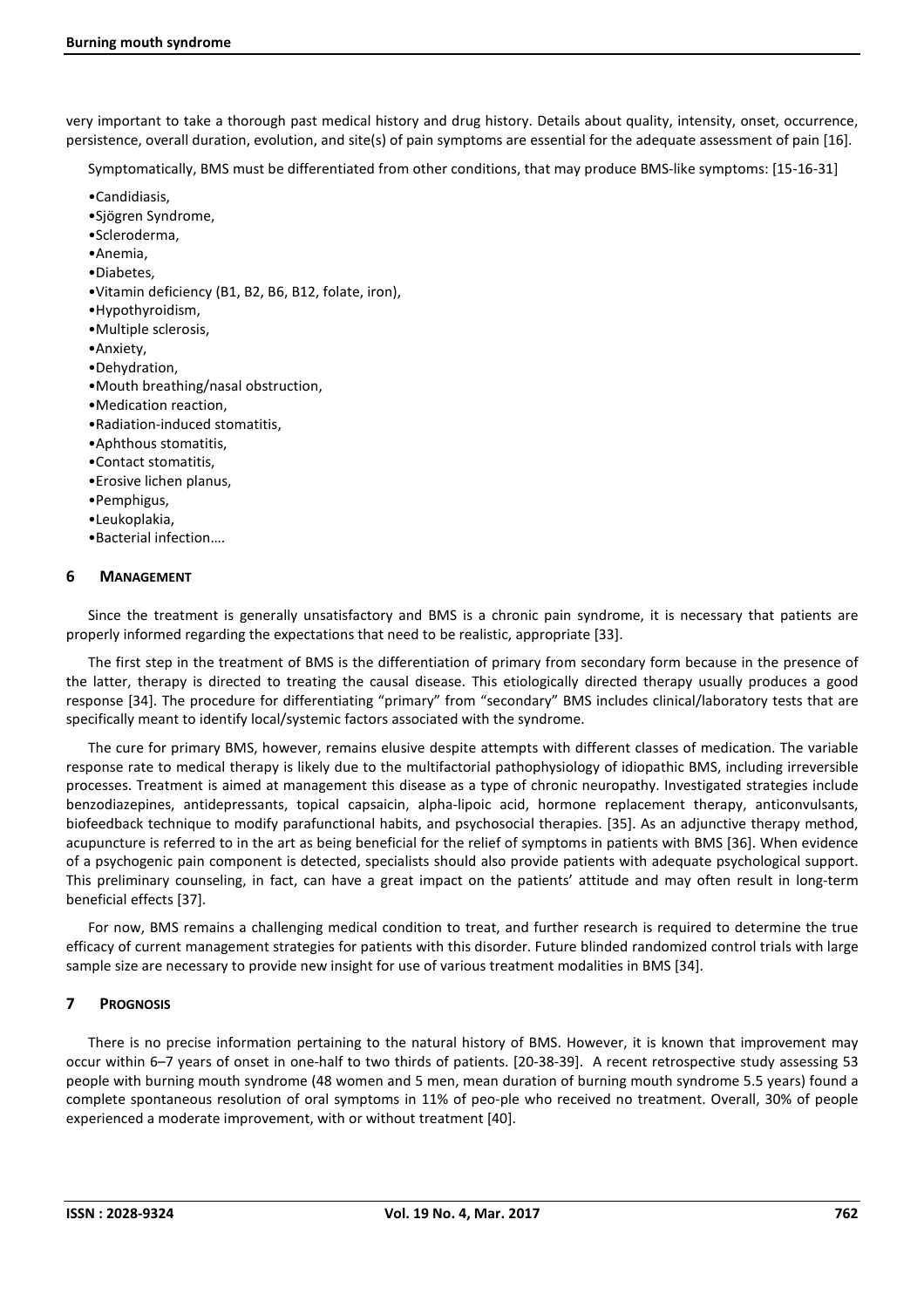very important to take a thorough past medical history and drug history. Details about quality, intensity, onset, occurrence, persistence, overall duration, evolution, and site(s) of pain symptoms are essential for the adequate assessment of pain [16].

Symptomatically, BMS must be differentiated from other conditions, that may produce BMS-like symptoms: [15-16-31]

- Candidiasis,
- Sjögren Syndrome,
- Scleroderma,
- Anemia,
- Diabetes,
- Vitamin deficiency (B1, B2, B6, B12, folate, iron),
- Hypothyroidism,
- Multiple sclerosis,
- Anxiety,
- Dehydration,
- Mouth breathing/nasal obstruction,
- Medication reaction,
- Radiation-induced stomatitis,
- Aphthous stomatitis,
- Contact stomatitis,
- Erosive lichen planus,
- Pemphigus,
- Leukoplakia,
- Bacterial infection….

## 6 MANAGEMENT

Since the treatment is generally unsatisfactory and BMS is a chronic pain syndrome, it is necessary that patients are properly informed regarding the expectations that need to be realistic, appropriate [33].

The first step in the treatment of BMS is the differentiation of primary from secondary form because in the presence of the latter, therapy is directed to treating the causal disease. This etiologically directed therapy usually produces a good response [34]. The procedure for differentiating "primary" from "secondary" BMS includes clinical/laboratory tests that are specifically meant to identify local/systemic factors associated with the syndrome.

The cure for primary BMS, however, remains elusive despite attempts with different classes of medication. The variable response rate to medical therapy is likely due to the multifactorial pathophysiology of idiopathic BMS, including irreversible processes. Treatment is aimed at management this disease as a type of chronic neuropathy. Investigated strategies include benzodiazepines, antidepressants, topical capsaicin, alpha-lipoic acid, hormone replacement therapy, anticonvulsants, biofeedback technique to modify parafunctional habits, and psychosocial therapies. [35]. As an adjunctive therapy method, acupuncture is referred to in the art as being beneficial for the relief of symptoms in patients with BMS [36]. When evidence of a psychogenic pain component is detected, specialists should also provide patients with adequate psychological support. This preliminary counseling, in fact, can have a great impact on the patients' attitude and may often result in long-term beneficial effects [37].

For now, BMS remains a challenging medical condition to treat, and further research is required to determine the true efficacy of current management strategies for patients with this disorder. Future blinded randomized control trials with large sample size are necessary to provide new insight for use of various treatment modalities in BMS [34].

## 7 PROGNOSIS

There is no precise information pertaining to the natural history of BMS. However, it is known that improvement may occur within 6–7 years of onset in one-half to two thirds of patients. [20-38-39]. A recent retrospective study assessing 53 people with burning mouth syndrome (48 women and 5 men, mean duration of burning mouth syndrome 5.5 years) found a complete spontaneous resolution of oral symptoms in 11% of peo-ple who received no treatment. Overall, 30% of people experienced a moderate improvement, with or without treatment [40].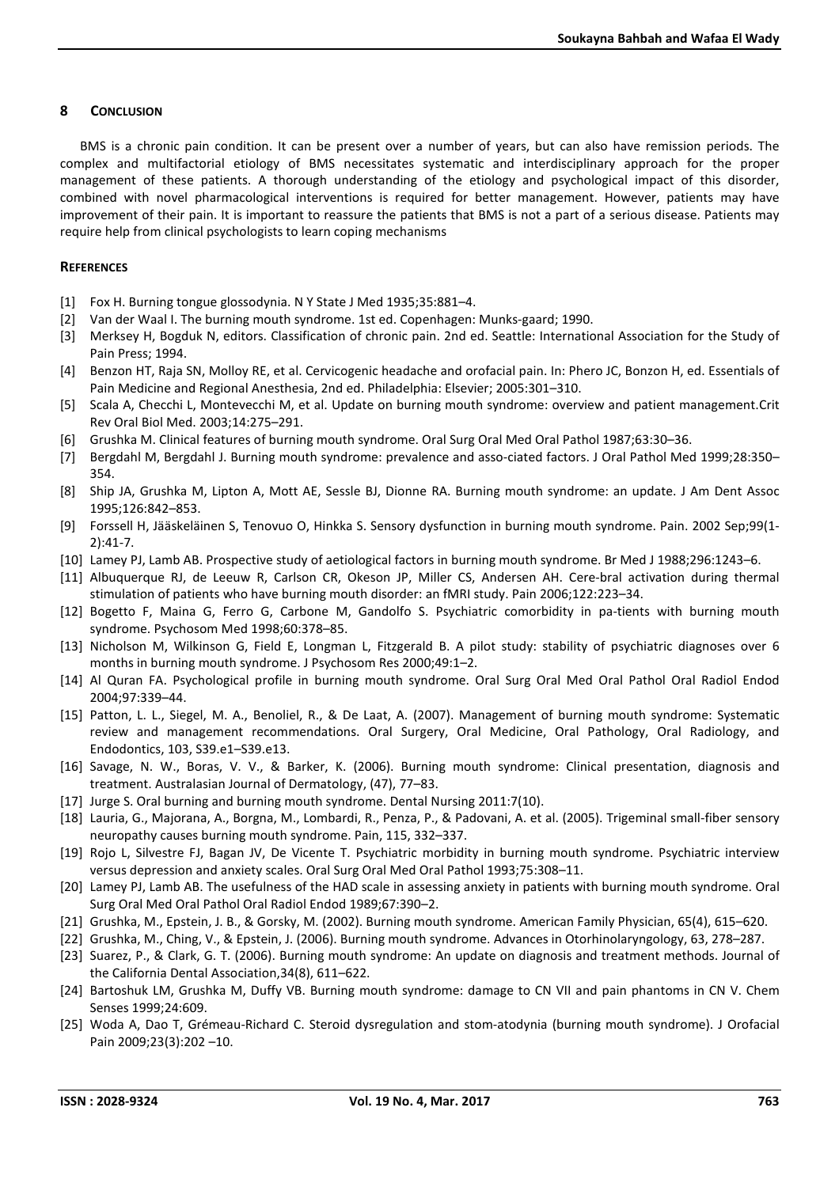## 8 CONCLUSION

BMS is a chronic pain condition. It can be present over a number of years, but can also have remission periods. The complex and multifactorial etiology of BMS necessitates systematic and interdisciplinary approach for the proper management of these patients. A thorough understanding of the etiology and psychological impact of this disorder, combined with novel pharmacological interventions is required for better management. However, patients may have improvement of their pain. It is important to reassure the patients that BMS is not a part of a serious disease. Patients may require help from clinical psychologists to learn coping mechanisms

## REFERENCES

[1] Fox H. Burning tongue glossodynia. N Y State J Med 1935;35:881–4.

[2] Van der Waal I. The burning mouth syndrome. 1st ed. Copenhagen: Munks-gaard; 1990.

[3] Merksey H, Bogduk N, editors. Classification of chronic pain. 2nd ed. Seattle: International Association for the Study of Pain Press; 1994.

[4] Benzon HT, Raja SN, Molloy RE, et al. Cervicogenic headache and orofacial pain. In: Phero JC, Bonzon H, ed. Essentials of Pain Medicine and Regional Anesthesia, 2nd ed. Philadelphia: Elsevier; 2005:301–310.

[5] Scala A, Checchi L, Montevecchi M, et al. Update on burning mouth syndrome: overview and patient management.Crit Rev Oral Biol Med. 2003;14:275–291.

[6] Grushka M. Clinical features of burning mouth syndrome. Oral Surg Oral Med Oral Pathol 1987;63:30–36.

[7] Bergdahl M, Bergdahl J. Burning mouth syndrome: prevalence and asso-ciated factors. J Oral Pathol Med 1999;28:350–354.

[8] Ship JA, Grushka M, Lipton A, Mott AE, Sessle BJ, Dionne RA. Burning mouth syndrome: an update. J Am Dent Assoc 1995;126:842–853.

[9] Forssell H, Jääskeläinen S, Tenovuo O, Hinkka S. Sensory dysfunction in burning mouth syndrome. Pain. 2002 Sep;99(1-2):41-7.

[10] Lamey PJ, Lamb AB. Prospective study of aetiological factors in burning mouth syndrome. Br Med J 1988;296:1243–6.

[11] Albuquerque RJ, de Leeuw R, Carlson CR, Okeson JP, Miller CS, Andersen AH. Cere-bral activation during thermal stimulation of patients who have burning mouth disorder: an fMRI study. Pain 2006;122:223–34.

[12] Bogetto F, Maina G, Ferro G, Carbone M, Gandolfo S. Psychiatric comorbidity in pa-tients with burning mouth syndrome. Psychosom Med 1998;60:378–85.

[13] Nicholson M, Wilkinson G, Field E, Longman L, Fitzgerald B. A pilot study: stability of psychiatric diagnoses over 6 months in burning mouth syndrome. J Psychosom Res 2000;49:1–2.

[14] Al Quran FA. Psychological profile in burning mouth syndrome. Oral Surg Oral Med Oral Pathol Oral Radiol Endod 2004;97:339–44.

[15] Patton, L. L., Siegel, M. A., Benoliel, R., & De Laat, A. (2007). Management of burning mouth syndrome: Systematic review and management recommendations. Oral Surgery, Oral Medicine, Oral Pathology, Oral Radiology, and Endodontics, 103, S39.e1–S39.e13.

[16] Savage, N. W., Boras, V. V., & Barker, K. (2006). Burning mouth syndrome: Clinical presentation, diagnosis and treatment. Australasian Journal of Dermatology, (47), 77–83.

[17] Jurge S. Oral burning and burning mouth syndrome. Dental Nursing 2011:7(10).

[18] Lauria, G., Majorana, A., Borgna, M., Lombardi, R., Penza, P., & Padovani, A. et al. (2005). Trigeminal small-fiber sensory neuropathy causes burning mouth syndrome. Pain, 115, 332–337.

[19] Rojo L, Silvestre FJ, Bagan JV, De Vicente T. Psychiatric morbidity in burning mouth syndrome. Psychiatric interview versus depression and anxiety scales. Oral Surg Oral Med Oral Pathol 1993;75:308–11.

[20] Lamey PJ, Lamb AB. The usefulness of the HAD scale in assessing anxiety in patients with burning mouth syndrome. Oral Surg Oral Med Oral Pathol Oral Radiol Endod 1989;67:390–2.

[21] Grushka, M., Epstein, J. B., & Gorsky, M. (2002). Burning mouth syndrome. American Family Physician, 65(4), 615–620.

[22] Grushka, M., Ching, V., & Epstein, J. (2006). Burning mouth syndrome. Advances in Otorhinolaryngology, 63, 278–287.

[23] Suarez, P., & Clark, G. T. (2006). Burning mouth syndrome: An update on diagnosis and treatment methods. Journal of the California Dental Association,34(8), 611–622.

[24] Bartoshuk LM, Grushka M, Duffy VB. Burning mouth syndrome: damage to CN VII and pain phantoms in CN V. Chem Senses 1999;24:609.

[25] Woda A, Dao T, Grémeau-Richard C. Steroid dysregulation and stom-atodynia (burning mouth syndrome). J Orofacial Pain 2009;23(3):202 –10.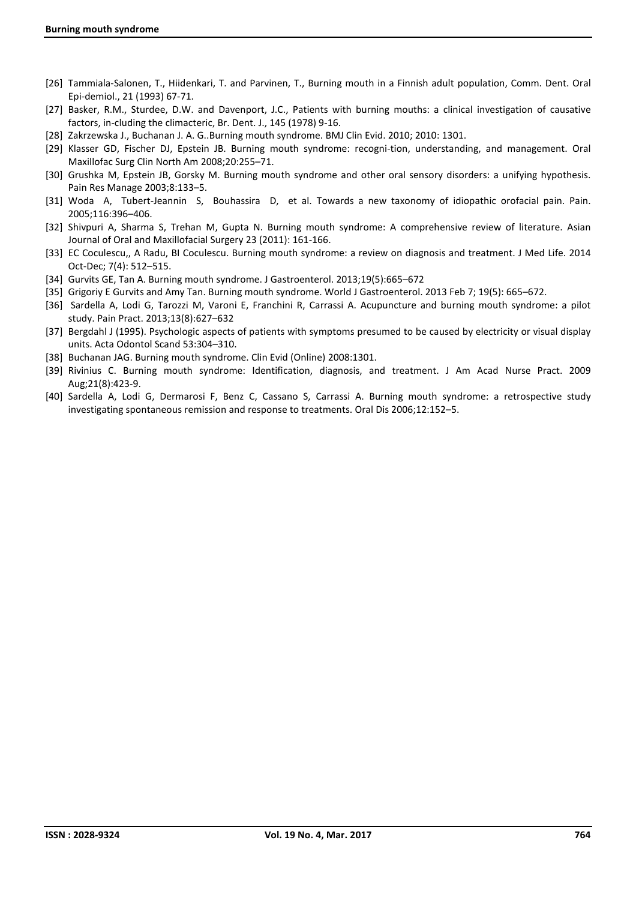[26] Tammiala-Salonen, T., Hiidenkari, T. and Parvinen, T., Burning mouth in a Finnish adult population, Comm. Dent. Oral Epi-demiol., 21 (1993) 67-71.

[27] Basker, R.M., Sturdee, D.W. and Davenport, J.C., Patients with burning mouths: a clinical investigation of causative factors, in-cluding the climacteric, Br. Dent. J., 145 (1978) 9-16.

[28] Zakrzewska J., Buchanan J. A. G..Burning mouth syndrome. BMJ Clin Evid. 2010; 2010: 1301.

[29] Klasser GD, Fischer DJ, Epstein JB. Burning mouth syndrome: recogni-tion, understanding, and management. Oral Maxillofac Surg Clin North Am 2008;20:255–71.

[30] Grushka M, Epstein JB, Gorsky M. Burning mouth syndrome and other oral sensory disorders: a unifying hypothesis. Pain Res Manage 2003;8:133–5.

[31] Woda A, Tubert-Jeannin S, Bouhassira D, et al. Towards a new taxonomy of idiopathic orofacial pain. Pain. 2005;116:396–406.

[32] Shivpuri A, Sharma S, Trehan M, Gupta N. Burning mouth syndrome: A comprehensive review of literature. Asian Journal of Oral and Maxillofacial Surgery 23 (2011): 161-166.

[33] EC Coculescu,, A Radu, BI Coculescu. Burning mouth syndrome: a review on diagnosis and treatment. J Med Life. 2014 Oct-Dec; 7(4): 512–515.

[34] Gurvits GE, Tan A. Burning mouth syndrome. J Gastroenterol. 2013;19(5):665–672

[35] Grigoriy E Gurvits and Amy Tan. Burning mouth syndrome. World J Gastroenterol. 2013 Feb 7; 19(5): 665–672.

[36] Sardella A, Lodi G, Tarozzi M, Varoni E, Franchini R, Carrassi A. Acupuncture and burning mouth syndrome: a pilot study. Pain Pract. 2013;13(8):627–632

[37] Bergdahl J (1995). Psychologic aspects of patients with symptoms presumed to be caused by electricity or visual display units. Acta Odontol Scand 53:304–310.

[38] Buchanan JAG. Burning mouth syndrome. Clin Evid (Online) 2008:1301.

[39] Rivinius C. Burning mouth syndrome: Identification, diagnosis, and treatment. J Am Acad Nurse Pract. 2009 Aug;21(8):423-9.

[40] Sardella A, Lodi G, Dermarosi F, Benz C, Cassano S, Carrassi A. Burning mouth syndrome: a retrospective study investigating spontaneous remission and response to treatments. Oral Dis 2006;12:152–5.